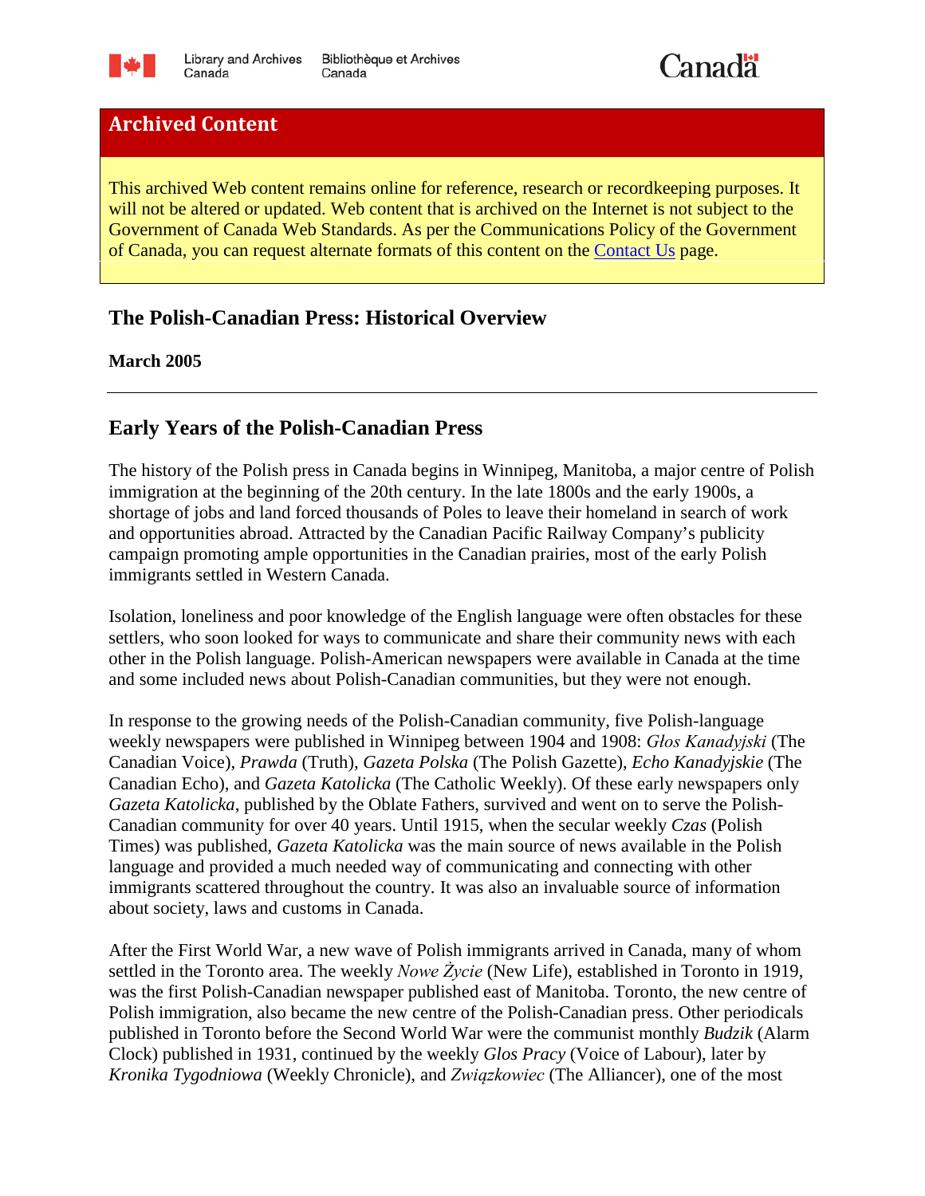## Archived Content

This archived Web content remains online for reference, research or recordkeeping purposes. It will not be altered or updated. Web content that is archived on the Internet is not subject to the Government of Canada Web Standards. As per the Communications Policy of the Government of Canada, you can request alternate formats of this content on the [Contact Us](#) page.

# The Polish-Canadian Press: Historical Overview

**March 2005**

---

## Early Years of the Polish-Canadian Press

The history of the Polish press in Canada begins in Winnipeg, Manitoba, a major centre of Polish immigration at the beginning of the 20th century. In the late 1800s and the early 1900s, a shortage of jobs and land forced thousands of Poles to leave their homeland in search of work and opportunities abroad. Attracted by the Canadian Pacific Railway Company's publicity campaign promoting ample opportunities in the Canadian prairies, most of the early Polish immigrants settled in Western Canada.

Isolation, loneliness and poor knowledge of the English language were often obstacles for these settlers, who soon looked for ways to communicate and share their community news with each other in the Polish language. Polish-American newspapers were available in Canada at the time and some included news about Polish-Canadian communities, but they were not enough.

In response to the growing needs of the Polish-Canadian community, five Polish-language weekly newspapers were published in Winnipeg between 1904 and 1908: *Głos Kanadyjski* (The Canadian Voice), *Prawda* (Truth), *Gazeta Polska* (The Polish Gazette), *Echo Kanadyjskie* (The Canadian Echo), and *Gazeta Katolicka* (The Catholic Weekly). Of these early newspapers only *Gazeta Katolicka*, published by the Oblate Fathers, survived and went on to serve the Polish-Canadian community for over 40 years. Until 1915, when the secular weekly *Czas* (Polish Times) was published, *Gazeta Katolicka* was the main source of news available in the Polish language and provided a much needed way of communicating and connecting with other immigrants scattered throughout the country. It was also an invaluable source of information about society, laws and customs in Canada.

After the First World War, a new wave of Polish immigrants arrived in Canada, many of whom settled in the Toronto area. The weekly *Nowe Życie* (New Life), established in Toronto in 1919, was the first Polish-Canadian newspaper published east of Manitoba. Toronto, the new centre of Polish immigration, also became the new centre of the Polish-Canadian press. Other periodicals published in Toronto before the Second World War were the communist monthly *Budzik* (Alarm Clock) published in 1931, continued by the weekly *Glos Pracy* (Voice of Labour), later by *Kronika Tygodniowa* (Weekly Chronicle), and *Związkowiec* (The Alliancer), one of the most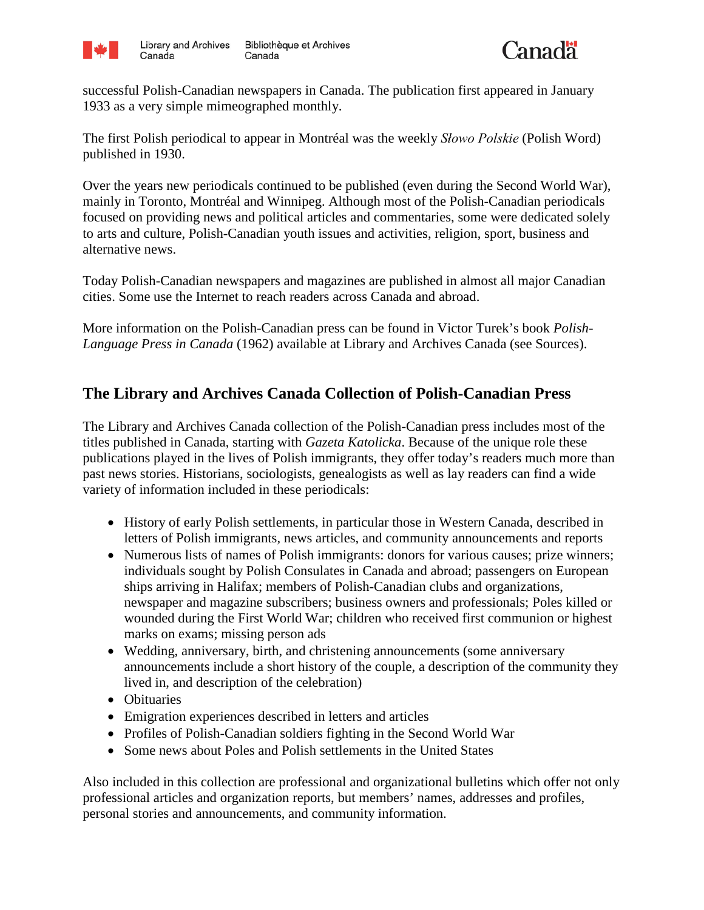successful Polish-Canadian newspapers in Canada. The publication first appeared in January 1933 as a very simple mimeographed monthly.

The first Polish periodical to appear in Montréal was the weekly *Słowo Polskie* (Polish Word) published in 1930.

Over the years new periodicals continued to be published (even during the Second World War), mainly in Toronto, Montréal and Winnipeg. Although most of the Polish-Canadian periodicals focused on providing news and political articles and commentaries, some were dedicated solely to arts and culture, Polish-Canadian youth issues and activities, religion, sport, business and alternative news.

Today Polish-Canadian newspapers and magazines are published in almost all major Canadian cities. Some use the Internet to reach readers across Canada and abroad.

More information on the Polish-Canadian press can be found in Victor Turek's book *Polish-Language Press in Canada* (1962) available at Library and Archives Canada (see Sources).

## The Library and Archives Canada Collection of Polish-Canadian Press

The Library and Archives Canada collection of the Polish-Canadian press includes most of the titles published in Canada, starting with *Gazeta Katolicka*. Because of the unique role these publications played in the lives of Polish immigrants, they offer today's readers much more than past news stories. Historians, sociologists, genealogists as well as lay readers can find a wide variety of information included in these periodicals:

- History of early Polish settlements, in particular those in Western Canada, described in letters of Polish immigrants, news articles, and community announcements and reports
- Numerous lists of names of Polish immigrants: donors for various causes; prize winners; individuals sought by Polish Consulates in Canada and abroad; passengers on European ships arriving in Halifax; members of Polish-Canadian clubs and organizations, newspaper and magazine subscribers; business owners and professionals; Poles killed or wounded during the First World War; children who received first communion or highest marks on exams; missing person ads
- Wedding, anniversary, birth, and christening announcements (some anniversary announcements include a short history of the couple, a description of the community they lived in, and description of the celebration)
- Obituaries
- Emigration experiences described in letters and articles
- Profiles of Polish-Canadian soldiers fighting in the Second World War
- Some news about Poles and Polish settlements in the United States

Also included in this collection are professional and organizational bulletins which offer not only professional articles and organization reports, but members' names, addresses and profiles, personal stories and announcements, and community information.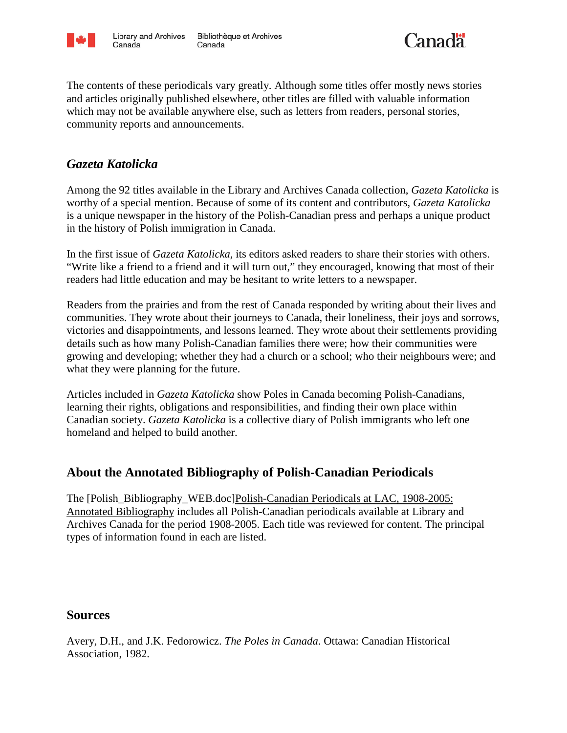The contents of these periodicals vary greatly. Although some titles offer mostly news stories and articles originally published elsewhere, other titles are filled with valuable information which may not be available anywhere else, such as letters from readers, personal stories, community reports and announcements.

## *Gazeta Katolicka*

Among the 92 titles available in the Library and Archives Canada collection, *Gazeta Katolicka* is worthy of a special mention. Because of some of its content and contributors, *Gazeta Katolicka* is a unique newspaper in the history of the Polish-Canadian press and perhaps a unique product in the history of Polish immigration in Canada.

In the first issue of *Gazeta Katolicka,* its editors asked readers to share their stories with others. "Write like a friend to a friend and it will turn out," they encouraged, knowing that most of their readers had little education and may be hesitant to write letters to a newspaper.

Readers from the prairies and from the rest of Canada responded by writing about their lives and communities. They wrote about their journeys to Canada, their loneliness, their joys and sorrows, victories and disappointments, and lessons learned. They wrote about their settlements providing details such as how many Polish-Canadian families there were; how their communities were growing and developing; whether they had a church or a school; who their neighbours were; and what they were planning for the future.

Articles included in *Gazeta Katolicka* show Poles in Canada becoming Polish-Canadians, learning their rights, obligations and responsibilities, and finding their own place within Canadian society. *Gazeta Katolicka* is a collective diary of Polish immigrants who left one homeland and helped to build another.

## About the Annotated Bibliography of Polish-Canadian Periodicals

The [Polish_Bibliography_WEB.doc]Polish-Canadian Periodicals at LAC, 1908-2005: Annotated Bibliography includes all Polish-Canadian periodicals available at Library and Archives Canada for the period 1908-2005. Each title was reviewed for content. The principal types of information found in each are listed.

## Sources

Avery, D.H., and J.K. Fedorowicz. *The Poles in Canada*. Ottawa: Canadian Historical Association, 1982.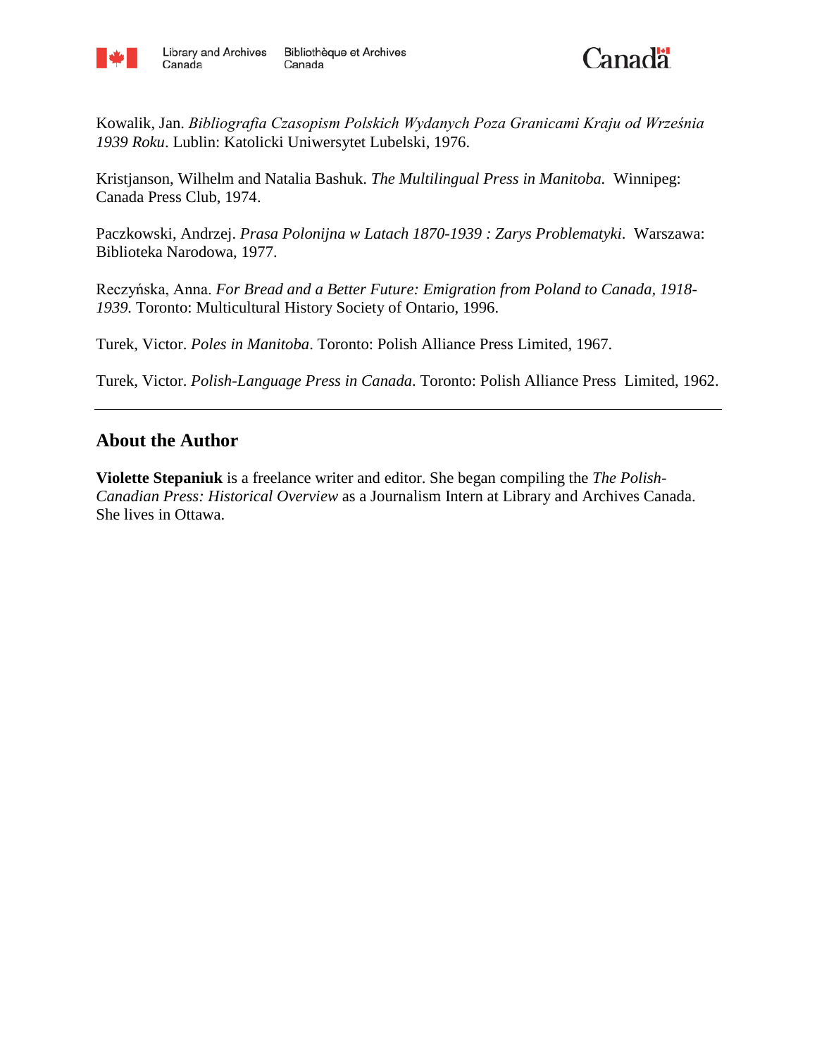Kowalik, Jan. *Bibliografia Czasopism Polskich Wydanych Poza Granicami Kraju od Września 1939 Roku*. Lublin: Katolicki Uniwersytet Lubelski, 1976.

Kristjanson, Wilhelm and Natalia Bashuk. *The Multilingual Press in Manitoba.* Winnipeg: Canada Press Club, 1974.

Paczkowski, Andrzej. *Prasa Polonijna w Latach 1870-1939 : Zarys Problematyki*. Warszawa: Biblioteka Narodowa, 1977.

Reczyńska, Anna. *For Bread and a Better Future: Emigration from Poland to Canada, 1918-1939.* Toronto: Multicultural History Society of Ontario, 1996.

Turek, Victor. *Poles in Manitoba*. Toronto: Polish Alliance Press Limited, 1967.

Turek, Victor. *Polish-Language Press in Canada*. Toronto: Polish Alliance Press Limited, 1962.

---

## About the Author

**Violette Stepaniuk** is a freelance writer and editor. She began compiling the *The Polish-Canadian Press: Historical Overview* as a Journalism Intern at Library and Archives Canada. She lives in Ottawa.